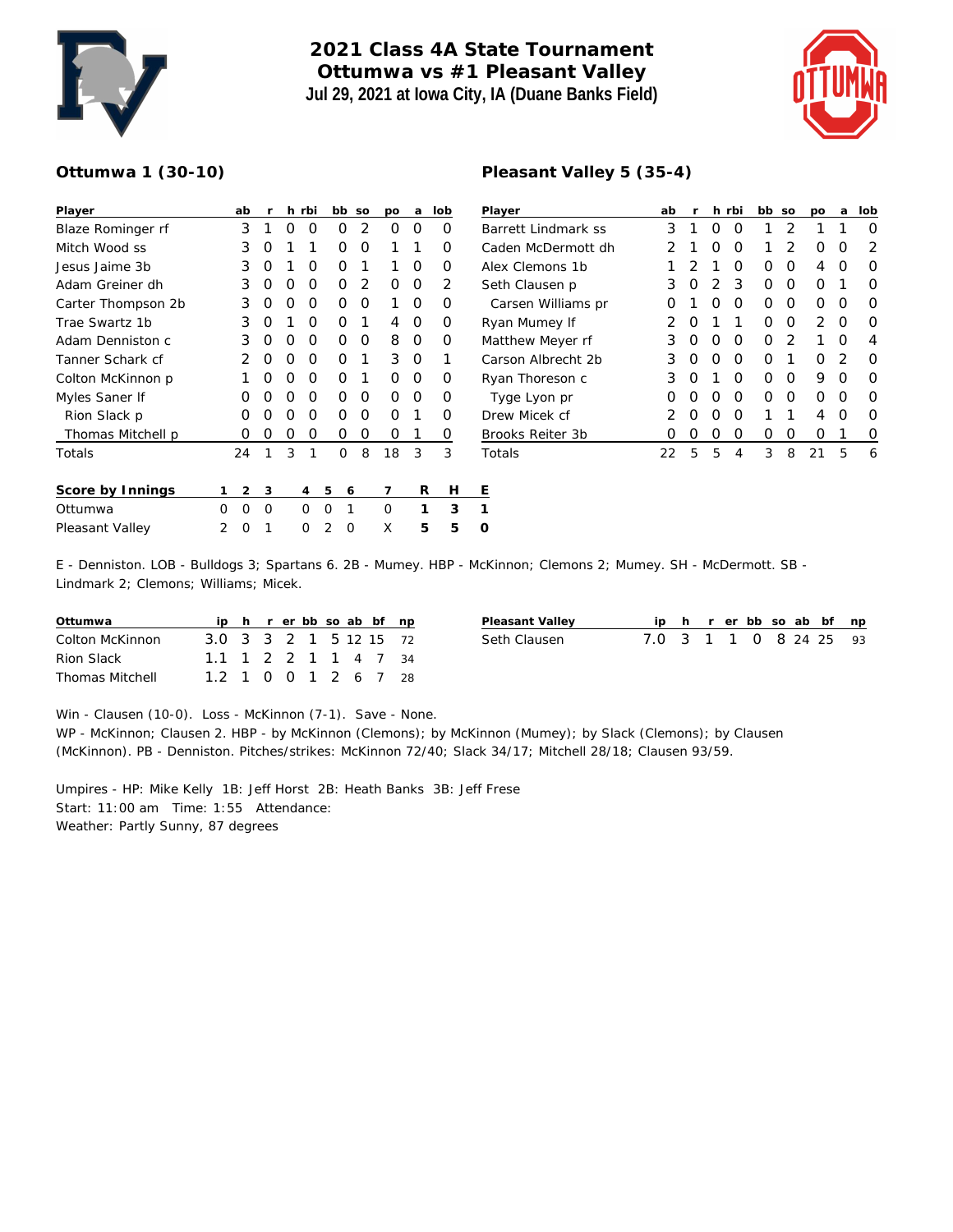# 2021 Class 4A State Tournament
## Ottumwa vs #1 Pleasant Valley
### Jul 29, 2021 at Iowa City, IA (Duane Banks Field)

### Ottumwa 1 (30-10)

| Player | ab | r | h | rbi | bb | so | po | a | lob |
|---|---|---|---|---|---|---|---|---|---|
| Blaze Rominger rf | 3 | 1 | 0 | 0 | 0 | 2 | 0 | 0 | 0 |
| Mitch Wood ss | 3 | 0 | 1 | 1 | 0 | 0 | 1 | 1 | 0 |
| Jesus Jaime 3b | 3 | 0 | 1 | 0 | 0 | 1 | 1 | 0 | 0 |
| Adam Greiner dh | 3 | 0 | 0 | 0 | 0 | 2 | 0 | 0 | 2 |
| Carter Thompson 2b | 3 | 0 | 0 | 0 | 0 | 0 | 1 | 0 | 0 |
| Trae Swartz 1b | 3 | 0 | 1 | 0 | 0 | 1 | 4 | 0 | 0 |
| Adam Denniston c | 3 | 0 | 0 | 0 | 0 | 0 | 8 | 0 | 0 |
| Tanner Schark cf | 2 | 0 | 0 | 0 | 0 | 1 | 3 | 0 | 1 |
| Colton McKinnon p | 1 | 0 | 0 | 0 | 0 | 1 | 0 | 0 | 0 |
| Myles Saner lf | 0 | 0 | 0 | 0 | 0 | 0 | 0 | 0 | 0 |
| Rion Slack p | 0 | 0 | 0 | 0 | 0 | 0 | 0 | 1 | 0 |
| Thomas Mitchell p | 0 | 0 | 0 | 0 | 0 | 0 | 0 | 1 | 0 |
| Totals | 24 | 1 | 3 | 1 | 0 | 8 | 18 | 3 | 3 |

### Pleasant Valley 5 (35-4)

| Player | ab | r | h | rbi | bb | so | po | a | lob |
|---|---|---|---|---|---|---|---|---|---|
| Barrett Lindmark ss | 3 | 1 | 0 | 0 | 1 | 2 | 1 | 1 | 0 |
| Caden McDermott dh | 2 | 1 | 0 | 0 | 1 | 2 | 0 | 0 | 2 |
| Alex Clemons 1b | 1 | 2 | 1 | 0 | 0 | 0 | 4 | 0 | 0 |
| Seth Clausen p | 3 | 0 | 2 | 3 | 0 | 0 | 0 | 1 | 0 |
| Carsen Williams pr | 0 | 1 | 0 | 0 | 0 | 0 | 0 | 0 | 0 |
| Ryan Mumey lf | 2 | 0 | 1 | 1 | 0 | 0 | 2 | 0 | 0 |
| Matthew Meyer rf | 3 | 0 | 0 | 0 | 0 | 2 | 1 | 0 | 4 |
| Carson Albrecht 2b | 3 | 0 | 0 | 0 | 0 | 1 | 0 | 2 | 0 |
| Ryan Thoreson c | 3 | 0 | 1 | 0 | 0 | 0 | 9 | 0 | 0 |
| Tyge Lyon pr | 0 | 0 | 0 | 0 | 0 | 0 | 0 | 0 | 0 |
| Drew Micek cf | 2 | 0 | 0 | 0 | 1 | 1 | 4 | 0 | 0 |
| Brooks Reiter 3b | 0 | 0 | 0 | 0 | 0 | 0 | 0 | 1 | 0 |
| Totals | 22 | 5 | 5 | 4 | 3 | 8 | 21 | 5 | 6 |

| Score by Innings | 1 | 2 | 3 | 4 | 5 | 6 | 7 | R | H | E |
|---|---|---|---|---|---|---|---|---|---|---|
| Ottumwa | 0 | 0 | 0 | 0 | 0 | 1 | 0 | 1 | 3 | 1 |
| Pleasant Valley | 2 | 0 | 1 | 0 | 2 | 0 | X | 5 | 5 | 0 |

E - Denniston. LOB - Bulldogs 3; Spartans 6. 2B - Mumey. HBP - McKinnon; Clemons 2; Mumey. SH - McDermott. SB - Lindmark 2; Clemons; Williams; Micek.

| Ottumwa | ip | h | r | er | bb | so | ab | bf | np |
|---|---|---|---|---|---|---|---|---|---|
| Colton McKinnon | 3.0 | 3 | 3 | 2 | 1 | 5 | 12 | 15 | 72 |
| Rion Slack | 1.1 | 1 | 2 | 2 | 1 | 1 | 4 | 7 | 34 |
| Thomas Mitchell | 1.2 | 1 | 0 | 0 | 1 | 2 | 6 | 7 | 28 |

| Pleasant Valley | ip | h | r | er | bb | so | ab | bf | np |
|---|---|---|---|---|---|---|---|---|---|
| Seth Clausen | 7.0 | 3 | 1 | 1 | 0 | 8 | 24 | 25 | 93 |

Win - Clausen (10-0). Loss - McKinnon (7-1). Save - None.
WP - McKinnon; Clausen 2. HBP - by McKinnon (Clemons); by McKinnon (Mumey); by Slack (Clemons); by Clausen (McKinnon). PB - Denniston. Pitches/strikes: McKinnon 72/40; Slack 34/17; Mitchell 28/18; Clausen 93/59.

Umpires - HP: Mike Kelly 1B: Jeff Horst 2B: Heath Banks 3B: Jeff Frese
Start: 11:00 am Time: 1:55 Attendance:
Weather: Partly Sunny, 87 degrees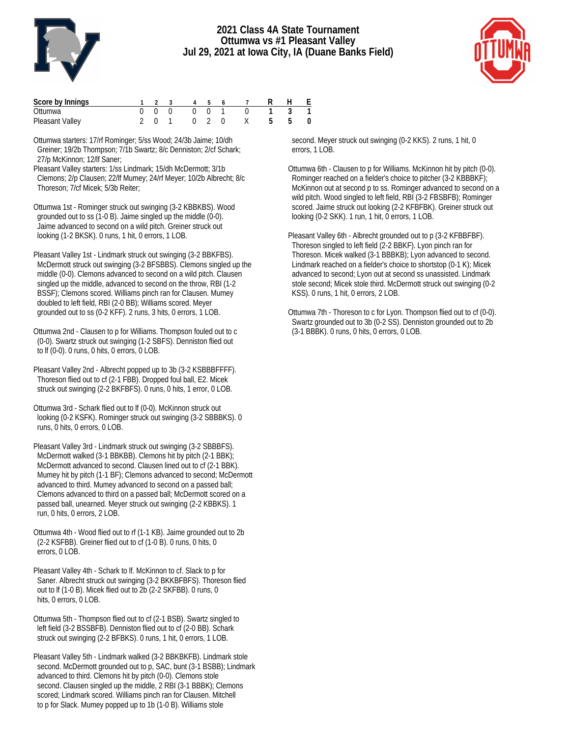# 2021 Class 4A State Tournament
# Ottumwa vs #1 Pleasant Valley
# Jul 29, 2021 at Iowa City, IA (Duane Banks Field)

| Score by Innings | 1 | 2 | 3 | 4 | 5 | 6 | 7 | R | H | E |
|---|---|---|---|---|---|---|---|---|---|---|
| Ottumwa | 0 | 0 | 0 | 0 | 0 | 1 | 0 | 1 | 3 | 1 |
| Pleasant Valley | 2 | 0 | 1 | 0 | 2 | 0 | X | 5 | 5 | 0 |

Ottumwa starters: 17/rf Rominger; 5/ss Wood; 24/3b Jaime; 10/dh Greiner; 19/2b Thompson; 7/1b Swartz; 8/c Denniston; 2/cf Schark; 27/p McKinnon; 12/lf Saner;

Pleasant Valley starters: 1/ss Lindmark; 15/dh McDermott; 3/1b Clemons; 2/p Clausen; 22/lf Mumey; 24/rf Meyer; 10/2b Albrecht; 8/c Thoreson; 7/cf Micek; 5/3b Reiter;

Ottumwa 1st - Rominger struck out swinging (3-2 KBBKBS). Wood grounded out to ss (1-0 B). Jaime singled up the middle (0-0). Jaime advanced to second on a wild pitch. Greiner struck out looking (1-2 BKSK). 0 runs, 1 hit, 0 errors, 1 LOB.

Pleasant Valley 1st - Lindmark struck out swinging (3-2 BBKFBS). McDermott struck out swinging (3-2 BFSBBS). Clemons singled up the middle (0-0). Clemons advanced to second on a wild pitch. Clausen singled up the middle, advanced to second on the throw, RBI (1-2 BSSF); Clemons scored. Williams pinch ran for Clausen. Mumey doubled to left field, RBI (2-0 BB); Williams scored. Meyer grounded out to ss (0-2 KFF). 2 runs, 3 hits, 0 errors, 1 LOB.

Ottumwa 2nd - Clausen to p for Williams. Thompson fouled out to c (0-0). Swartz struck out swinging (1-2 SBFS). Denniston flied out to lf (0-0). 0 runs, 0 hits, 0 errors, 0 LOB.

Pleasant Valley 2nd - Albrecht popped up to 3b (3-2 KSBBBFFFF). Thoreson flied out to cf (2-1 FBB). Dropped foul ball, E2. Micek struck out swinging (2-2 BKFBFS). 0 runs, 0 hits, 1 error, 0 LOB.

Ottumwa 3rd - Schark flied out to lf (0-0). McKinnon struck out looking (0-2 KSFK). Rominger struck out swinging (3-2 SBBBKS). 0 runs, 0 hits, 0 errors, 0 LOB.

Pleasant Valley 3rd - Lindmark struck out swinging (3-2 SBBBFS). McDermott walked (3-1 BBKBB). Clemons hit by pitch (2-1 BBK); McDermott advanced to second. Clausen lined out to cf (2-1 BBK). Mumey hit by pitch (1-1 BF); Clemons advanced to second; McDermott advanced to third. Mumey advanced to second on a passed ball; Clemons advanced to third on a passed ball; McDermott scored on a passed ball, unearned. Meyer struck out swinging (2-2 KBBKS). 1 run, 0 hits, 0 errors, 2 LOB.

Ottumwa 4th - Wood flied out to rf (1-1 KB). Jaime grounded out to 2b (2-2 KSFBB). Greiner flied out to cf (1-0 B). 0 runs, 0 hits, 0 errors, 0 LOB.

Pleasant Valley 4th - Schark to lf. McKinnon to cf. Slack to p for Saner. Albrecht struck out swinging (3-2 BKKBFBFS). Thoreson flied out to lf (1-0 B). Micek flied out to 2b (2-2 SKFBB). 0 runs, 0 hits, 0 errors, 0 LOB.

Ottumwa 5th - Thompson flied out to cf (2-1 BSB). Swartz singled to left field (3-2 BSSBFB). Denniston flied out to cf (2-0 BB). Schark struck out swinging (2-2 BFBKS). 0 runs, 1 hit, 0 errors, 1 LOB.

Pleasant Valley 5th - Lindmark walked (3-2 BBKBKFB). Lindmark stole second. McDermott grounded out to p, SAC, bunt (3-1 BSBB); Lindmark advanced to third. Clemons hit by pitch (0-0). Clemons stole second. Clausen singled up the middle, 2 RBI (3-1 BBBK); Clemons scored; Lindmark scored. Williams pinch ran for Clausen. Mitchell to p for Slack. Mumey popped up to 1b (1-0 B). Williams stole second. Meyer struck out swinging (0-2 KKS). 2 runs, 1 hit, 0 errors, 1 LOB.

Ottumwa 6th - Clausen to p for Williams. McKinnon hit by pitch (0-0). Rominger reached on a fielder's choice to pitcher (3-2 KBBBKF); McKinnon out at second p to ss. Rominger advanced to second on a wild pitch. Wood singled to left field, RBI (3-2 FBSBFB); Rominger scored. Jaime struck out looking (2-2 KFBFBK). Greiner struck out looking (0-2 SKK). 1 run, 1 hit, 0 errors, 1 LOB.

Pleasant Valley 6th - Albrecht grounded out to p (3-2 KFBBFBF). Thoreson singled to left field (2-2 BBKF). Lyon pinch ran for Thoreson. Micek walked (3-1 BBBKB); Lyon advanced to second. Lindmark reached on a fielder's choice to shortstop (0-1 K); Micek advanced to second; Lyon out at second ss unassisted. Lindmark stole second; Micek stole third. McDermott struck out swinging (0-2 KSS). 0 runs, 1 hit, 0 errors, 2 LOB.

Ottumwa 7th - Thoreson to c for Lyon. Thompson flied out to cf (0-0). Swartz grounded out to 3b (0-2 SS). Denniston grounded out to 2b (3-1 BBBK). 0 runs, 0 hits, 0 errors, 0 LOB.